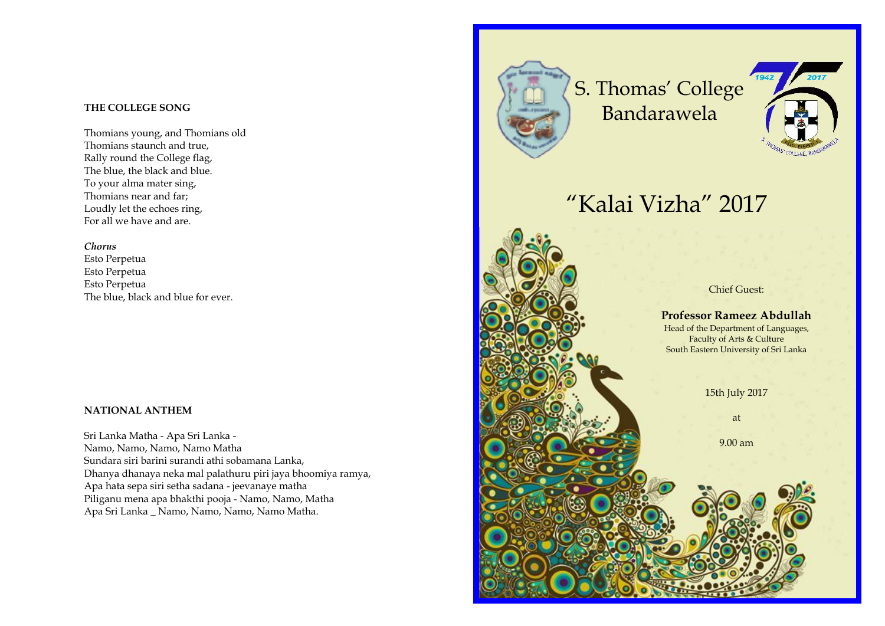## THE COLLEGE SONG

Thomians young, and Thomians old
Thomians staunch and true,
Rally round the College flag,
The blue, the black and blue.
To your alma mater sing,
Thomians near and far;
Loudly let the echoes ring,
For all we have and are.

***Chorus***
Esto Perpetua
Esto Perpetua
Esto Perpetua
The blue, black and blue for ever.

## NATIONAL ANTHEM

Sri Lanka Matha - Apa Sri Lanka -
Namo, Namo, Namo, Namo Matha
Sundara siri barini surandi athi sobamana Lanka,
Dhanya dhanaya neka mal palathuru piri jaya bhoomiya ramya,
Apa hata sepa siri setha sadana - jeevanaye matha
Piliganu mena apa bhakthi pooja - Namo, Namo, Matha
Apa Sri Lanka _ Namo, Namo, Namo, Namo Matha.

# S. Thomas' College Bandarawela

1942 2017

# "Kalai Vizha" 2017

Chief Guest:

**Professor Rameez Abdullah**
Head of the Department of Languages,
Faculty of Arts & Culture
South Eastern University of Sri Lanka

15th July 2017

at

9.00 am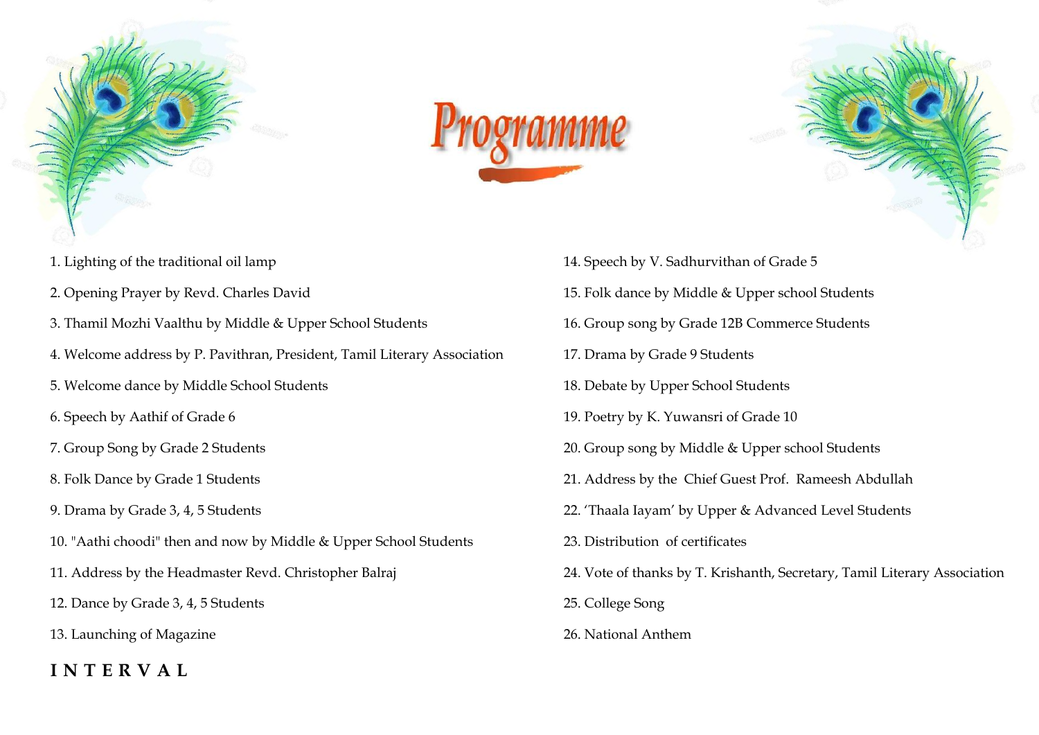# Programme

1. Lighting of the traditional oil lamp
2. Opening Prayer by Revd. Charles David
3. Thamil Mozhi Vaalthu by Middle & Upper School Students
4. Welcome address by P. Pavithran, President, Tamil Literary Association
5. Welcome dance by Middle School Students
6. Speech by Aathif of Grade 6
7. Group Song by Grade 2 Students
8. Folk Dance by Grade 1 Students
9. Drama by Grade 3, 4, 5 Students
10. "Aathi choodi" then and now by Middle & Upper School Students
11. Address by the Headmaster Revd. Christopher Balraj
12. Dance by Grade 3, 4, 5 Students
13. Launching of Magazine

**I N T E R V A L**

14. Speech by V. Sadhurvithan of Grade 5
15. Folk dance by Middle & Upper school Students
16. Group song by Grade 12B Commerce Students
17. Drama by Grade 9 Students
18. Debate by Upper School Students
19. Poetry by K. Yuwansri of Grade 10
20. Group song by Middle & Upper school Students
21. Address by the Chief Guest Prof. Rameesh Abdullah
22. 'Thaala Iayam' by Upper & Advanced Level Students
23. Distribution of certificates
24. Vote of thanks by T. Krishanth, Secretary, Tamil Literary Association
25. College Song
26. National Anthem